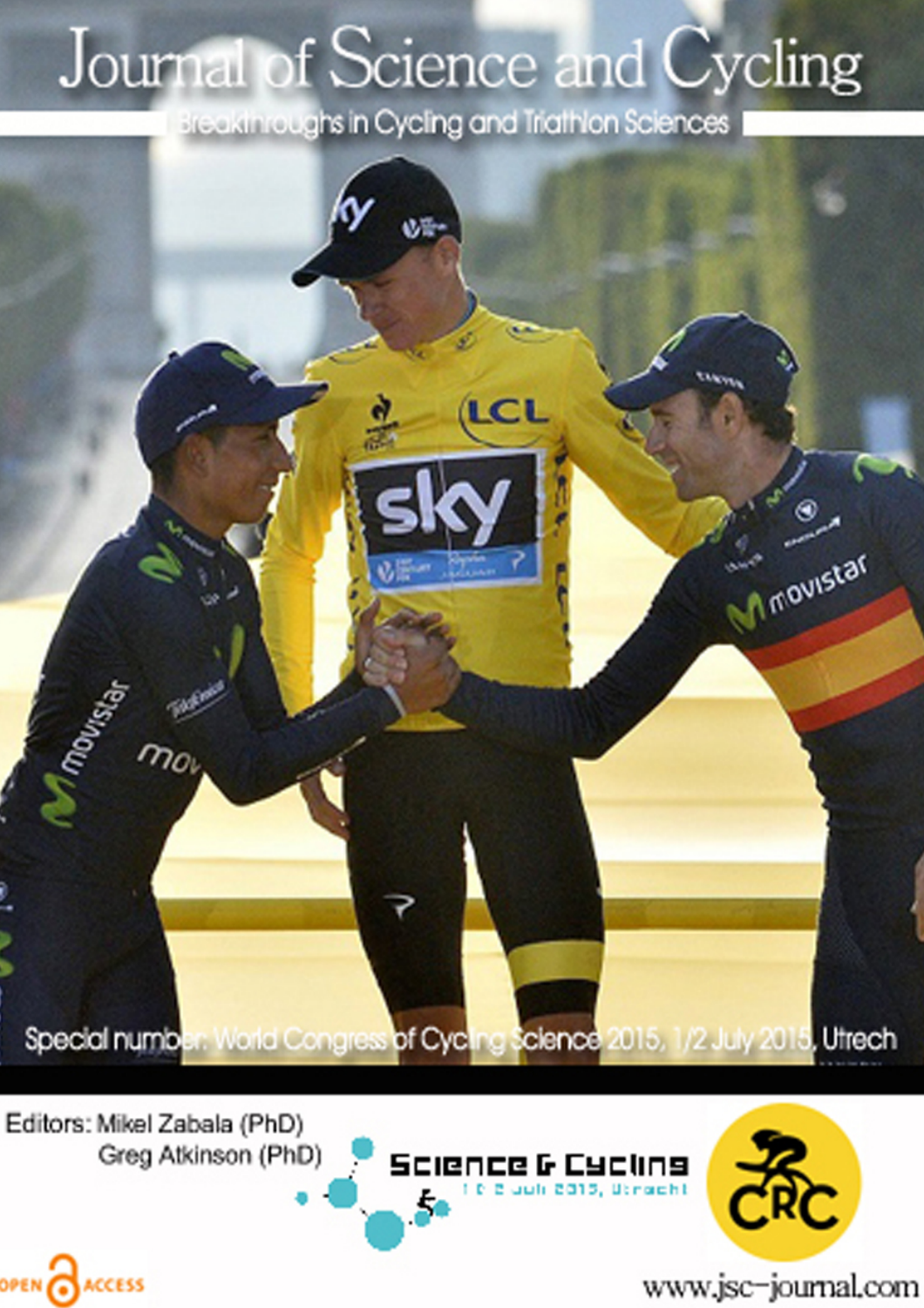# Journal of Science and Cycling

Breakthroughs in Cycling and Triathlon Sciences

Special number: World Congress of Cycling Science 2015, 1/2 July 2015, Utrech

Editors: Mikel Zabala (PhD)
Greg Atkinson (PhD)

Science & Cycling
1 & 2 juli 2015, Utrecht

CRC

OPEN ACCESS

www.jsc-journal.com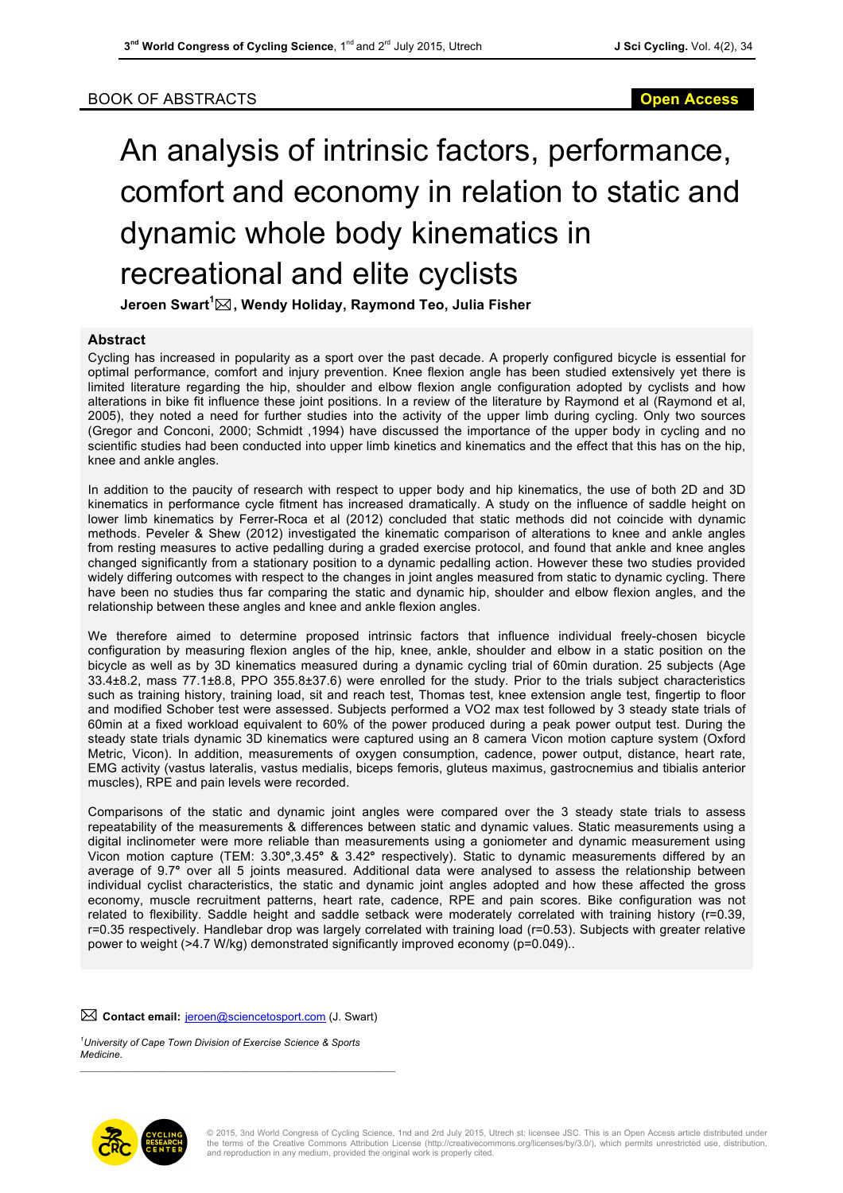BOOK OF ABSTRACTS

**Open Access**

# An analysis of intrinsic factors, performance, comfort and economy in relation to static and dynamic whole body kinematics in recreational and elite cyclists

**Jeroen Swart[1]✉, Wendy Holiday, Raymond Teo, Julia Fisher**

## Abstract

Cycling has increased in popularity as a sport over the past decade. A properly configured bicycle is essential for optimal performance, comfort and injury prevention. Knee flexion angle has been studied extensively yet there is limited literature regarding the hip, shoulder and elbow flexion angle configuration adopted by cyclists and how alterations in bike fit influence these joint positions. In a review of the literature by Raymond et al (Raymond et al, 2005), they noted a need for further studies into the activity of the upper limb during cycling. Only two sources (Gregor and Conconi, 2000; Schmidt ,1994) have discussed the importance of the upper body in cycling and no scientific studies had been conducted into upper limb kinetics and kinematics and the effect that this has on the hip, knee and ankle angles.

In addition to the paucity of research with respect to upper body and hip kinematics, the use of both 2D and 3D kinematics in performance cycle fitment has increased dramatically. A study on the influence of saddle height on lower limb kinematics by Ferrer-Roca et al (2012) concluded that static methods did not coincide with dynamic methods. Peveler & Shew (2012) investigated the kinematic comparison of alterations to knee and ankle angles from resting measures to active pedalling during a graded exercise protocol, and found that ankle and knee angles changed significantly from a stationary position to a dynamic pedalling action. However these two studies provided widely differing outcomes with respect to the changes in joint angles measured from static to dynamic cycling. There have been no studies thus far comparing the static and dynamic hip, shoulder and elbow flexion angles, and the relationship between these angles and knee and ankle flexion angles.

We therefore aimed to determine proposed intrinsic factors that influence individual freely-chosen bicycle configuration by measuring flexion angles of the hip, knee, ankle, shoulder and elbow in a static position on the bicycle as well as by 3D kinematics measured during a dynamic cycling trial of 60min duration. 25 subjects (Age 33.4±8.2, mass 77.1±8.8, PPO 355.8±37.6) were enrolled for the study. Prior to the trials subject characteristics such as training history, training load, sit and reach test, Thomas test, knee extension angle test, fingertip to floor and modified Schober test were assessed. Subjects performed a VO2 max test followed by 3 steady state trials of 60min at a fixed workload equivalent to 60% of the power produced during a peak power output test. During the steady state trials dynamic 3D kinematics were captured using an 8 camera Vicon motion capture system (Oxford Metric, Vicon). In addition, measurements of oxygen consumption, cadence, power output, distance, heart rate, EMG activity (vastus lateralis, vastus medialis, biceps femoris, gluteus maximus, gastrocnemius and tibialis anterior muscles), RPE and pain levels were recorded.

Comparisons of the static and dynamic joint angles were compared over the 3 steady state trials to assess repeatability of the measurements & differences between static and dynamic values. Static measurements using a digital inclinometer were more reliable than measurements using a goniometer and dynamic measurement using Vicon motion capture (TEM: 3.30°,3.45° & 3.42° respectively). Static to dynamic measurements differed by an average of 9.7° over all 5 joints measured. Additional data were analysed to assess the relationship between individual cyclist characteristics, the static and dynamic joint angles adopted and how these affected the gross economy, muscle recruitment patterns, heart rate, cadence, RPE and pain scores. Bike configuration was not related to flexibility. Saddle height and saddle setback were moderately correlated with training history (r=0.39, r=0.35 respectively. Handlebar drop was largely correlated with training load (r=0.53). Subjects with greater relative power to weight (>4.7 W/kg) demonstrated significantly improved economy (p=0.049)..

✉ **Contact email:** jeroen@sciencetosport.com (J. Swart)

[1]*University of Cape Town Division of Exercise Science & Sports Medicine.*

© 2015, 3nd World Congress of Cycling Science, 1nd and 2nd July 2015, Utrech st; licensee JSC. This is an Open Access article distributed under the terms of the Creative Commons Attribution License (http://creativecommons.org/licenses/by/3.0/), which permits unrestricted use, distribution, and reproduction in any medium, provided the original work is properly cited.